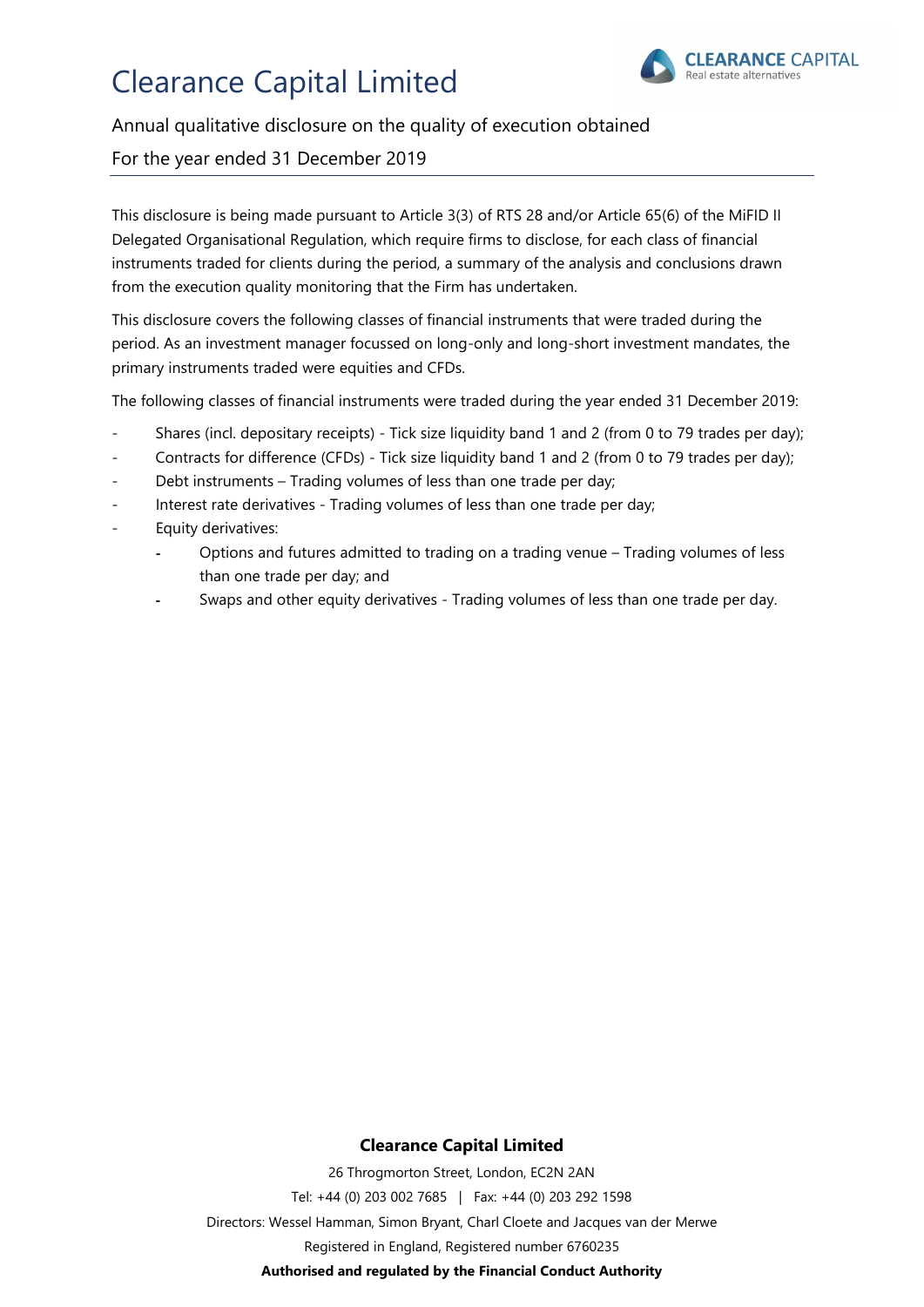# Clearance Capital Limited

CLEARANCE CAPITAL
Real estate alternatives

Annual qualitative disclosure on the quality of execution obtained

For the year ended 31 December 2019

---

This disclosure is being made pursuant to Article 3(3) of RTS 28 and/or Article 65(6) of the MiFID II Delegated Organisational Regulation, which require firms to disclose, for each class of financial instruments traded for clients during the period, a summary of the analysis and conclusions drawn from the execution quality monitoring that the Firm has undertaken.

This disclosure covers the following classes of financial instruments that were traded during the period. As an investment manager focussed on long-only and long-short investment mandates, the primary instruments traded were equities and CFDs.

The following classes of financial instruments were traded during the year ended 31 December 2019:

- Shares (incl. depositary receipts) - Tick size liquidity band 1 and 2 (from 0 to 79 trades per day);
- Contracts for difference (CFDs) - Tick size liquidity band 1 and 2 (from 0 to 79 trades per day);
- Debt instruments – Trading volumes of less than one trade per day;
- Interest rate derivatives - Trading volumes of less than one trade per day;
- Equity derivatives:
  - Options and futures admitted to trading on a trading venue – Trading volumes of less than one trade per day; and
  - Swaps and other equity derivatives - Trading volumes of less than one trade per day.

**Clearance Capital Limited**

26 Throgmorton Street, London, EC2N 2AN

Tel: +44 (0) 203 002 7685 | Fax: +44 (0) 203 292 1598

Directors: Wessel Hamman, Simon Bryant, Charl Cloete and Jacques van der Merwe

Registered in England, Registered number 6760235

**Authorised and regulated by the Financial Conduct Authority**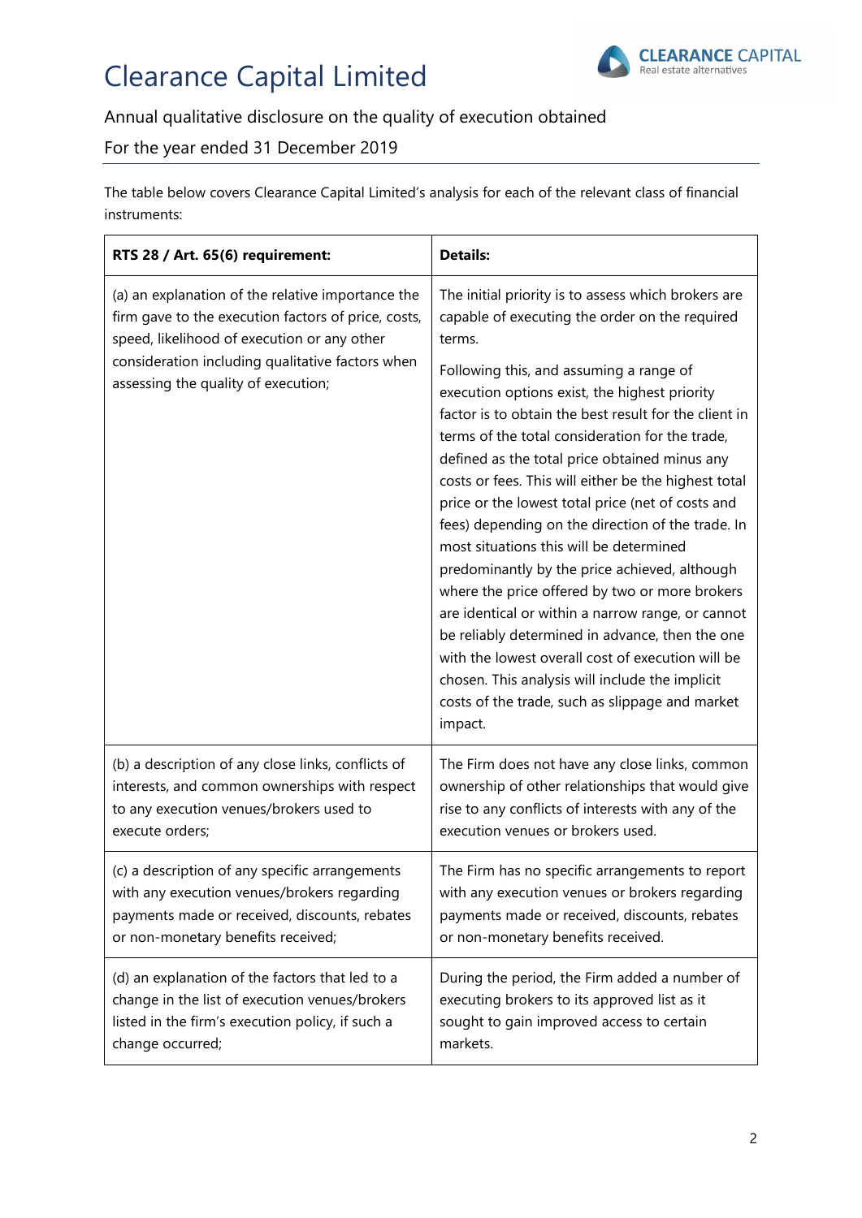# Clearance Capital Limited

Annual qualitative disclosure on the quality of execution obtained

For the year ended 31 December 2019

The table below covers Clearance Capital Limited's analysis for each of the relevant class of financial instruments:

| RTS 28 / Art. 65(6) requirement: | Details: |
|---|---|
| (a) an explanation of the relative importance the firm gave to the execution factors of price, costs, speed, likelihood of execution or any other consideration including qualitative factors when assessing the quality of execution; | The initial priority is to assess which brokers are capable of executing the order on the required terms. Following this, and assuming a range of execution options exist, the highest priority factor is to obtain the best result for the client in terms of the total consideration for the trade, defined as the total price obtained minus any costs or fees. This will either be the highest total price or the lowest total price (net of costs and fees) depending on the direction of the trade. In most situations this will be determined predominantly by the price achieved, although where the price offered by two or more brokers are identical or within a narrow range, or cannot be reliably determined in advance, then the one with the lowest overall cost of execution will be chosen. This analysis will include the implicit costs of the trade, such as slippage and market impact. |
| (b) a description of any close links, conflicts of interests, and common ownerships with respect to any execution venues/brokers used to execute orders; | The Firm does not have any close links, common ownership of other relationships that would give rise to any conflicts of interests with any of the execution venues or brokers used. |
| (c) a description of any specific arrangements with any execution venues/brokers regarding payments made or received, discounts, rebates or non-monetary benefits received; | The Firm has no specific arrangements to report with any execution venues or brokers regarding payments made or received, discounts, rebates or non-monetary benefits received. |
| (d) an explanation of the factors that led to a change in the list of execution venues/brokers listed in the firm's execution policy, if such a change occurred; | During the period, the Firm added a number of executing brokers to its approved list as it sought to gain improved access to certain markets. |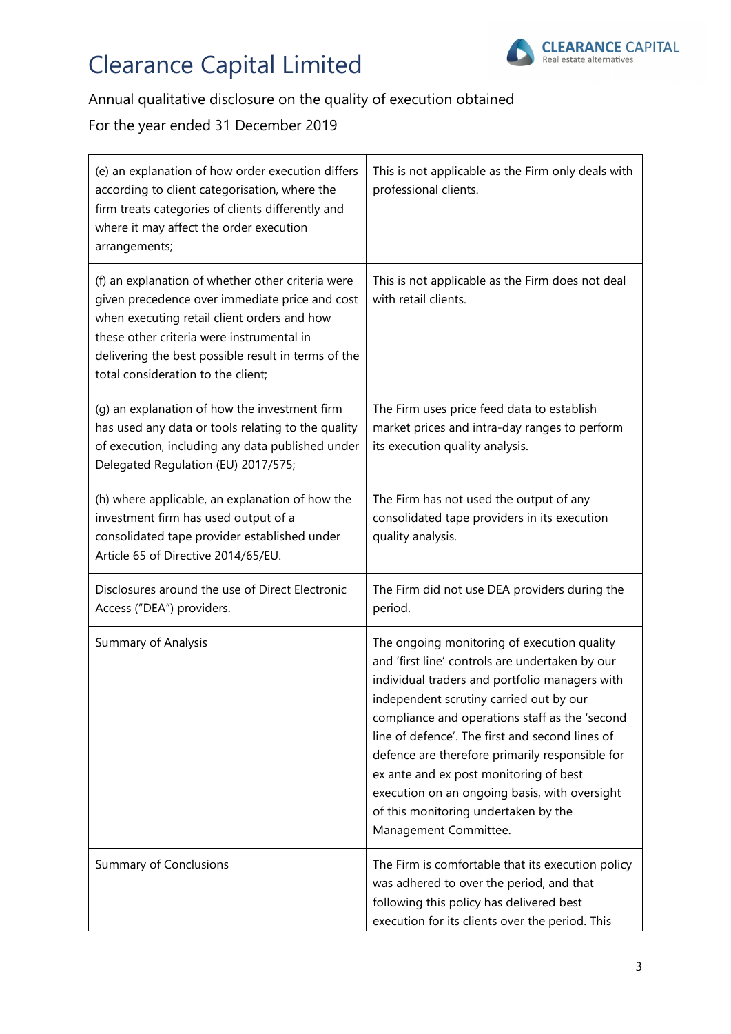# Clearance Capital Limited

Annual qualitative disclosure on the quality of execution obtained

For the year ended 31 December 2019

| | |
|---|---|
| (e) an explanation of how order execution differs according to client categorisation, where the firm treats categories of clients differently and where it may affect the order execution arrangements; | This is not applicable as the Firm only deals with professional clients. |
| (f) an explanation of whether other criteria were given precedence over immediate price and cost when executing retail client orders and how these other criteria were instrumental in delivering the best possible result in terms of the total consideration to the client; | This is not applicable as the Firm does not deal with retail clients. |
| (g) an explanation of how the investment firm has used any data or tools relating to the quality of execution, including any data published under Delegated Regulation (EU) 2017/575; | The Firm uses price feed data to establish market prices and intra-day ranges to perform its execution quality analysis. |
| (h) where applicable, an explanation of how the investment firm has used output of a consolidated tape provider established under Article 65 of Directive 2014/65/EU. | The Firm has not used the output of any consolidated tape providers in its execution quality analysis. |
| Disclosures around the use of Direct Electronic Access ("DEA") providers. | The Firm did not use DEA providers during the period. |
| Summary of Analysis | The ongoing monitoring of execution quality and 'first line' controls are undertaken by our individual traders and portfolio managers with independent scrutiny carried out by our compliance and operations staff as the 'second line of defence'. The first and second lines of defence are therefore primarily responsible for ex ante and ex post monitoring of best execution on an ongoing basis, with oversight of this monitoring undertaken by the Management Committee. |
| Summary of Conclusions | The Firm is comfortable that its execution policy was adhered to over the period, and that following this policy has delivered best execution for its clients over the period. This |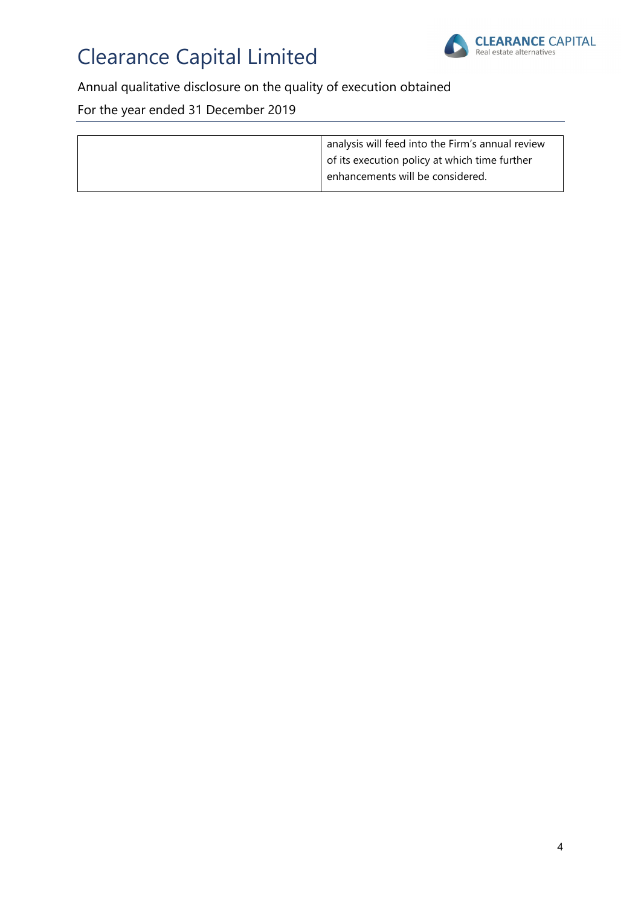| | |
|---|---|
| | analysis will feed into the Firm's annual review of its execution policy at which time further enhancements will be considered. |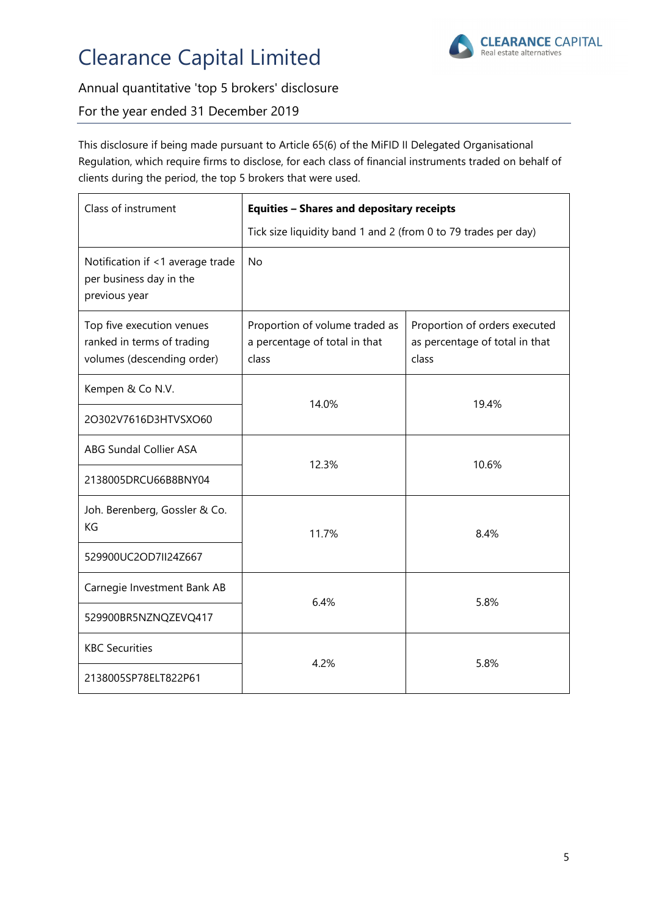# Clearance Capital Limited

Annual quantitative 'top 5 brokers' disclosure

For the year ended 31 December 2019

This disclosure if being made pursuant to Article 65(6) of the MiFID II Delegated Organisational Regulation, which require firms to disclose, for each class of financial instruments traded on behalf of clients during the period, the top 5 brokers that were used.

| Class of instrument | **Equities – Shares and depositary receipts**<br>Tick size liquidity band 1 and 2 (from 0 to 79 trades per day) | |
|---|---|---|
| Notification if <1 average trade per business day in the previous year | No | |
| Top five execution venues ranked in terms of trading volumes (descending order) | Proportion of volume traded as a percentage of total in that class | Proportion of orders executed as percentage of total in that class |
| Kempen & Co N.V.<br>2O302V7616D3HTVSXO60 | 14.0% | 19.4% |
| ABG Sundal Collier ASA<br>2138005DRCU66B8BNY04 | 12.3% | 10.6% |
| Joh. Berenberg, Gossler & Co. KG<br>529900UC2OD7II24Z667 | 11.7% | 8.4% |
| Carnegie Investment Bank AB<br>529900BR5NZNQZEVQ417 | 6.4% | 5.8% |
| KBC Securities<br>2138005SP78ELT822P61 | 4.2% | 5.8% |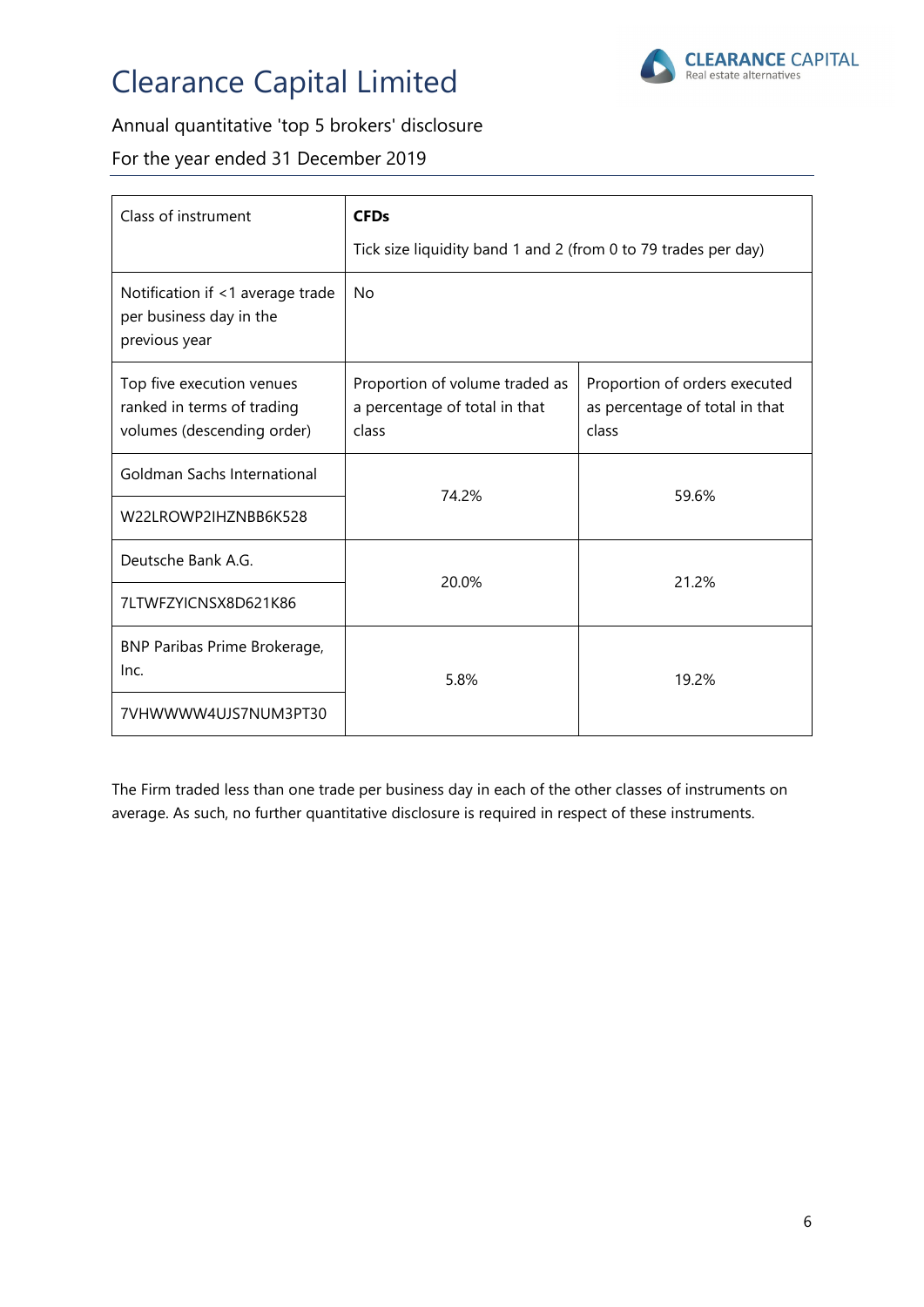# Clearance Capital Limited

Annual quantitative 'top 5 brokers' disclosure

For the year ended 31 December 2019

| | | |
|---|---|---|
| Class of instrument | **CFDs**<br>Tick size liquidity band 1 and 2 (from 0 to 79 trades per day) | |
| Notification if <1 average trade per business day in the previous year | No | |
| Top five execution venues ranked in terms of trading volumes (descending order) | Proportion of volume traded as a percentage of total in that class | Proportion of orders executed as percentage of total in that class |
| Goldman Sachs International<br>W22LROWP2IHZNBB6K528 | 74.2% | 59.6% |
| Deutsche Bank A.G.<br>7LTWFZYICNSX8D621K86 | 20.0% | 21.2% |
| BNP Paribas Prime Brokerage, Inc.<br>7VHWWWW4UJS7NUM3PT30 | 5.8% | 19.2% |

The Firm traded less than one trade per business day in each of the other classes of instruments on average. As such, no further quantitative disclosure is required in respect of these instruments.